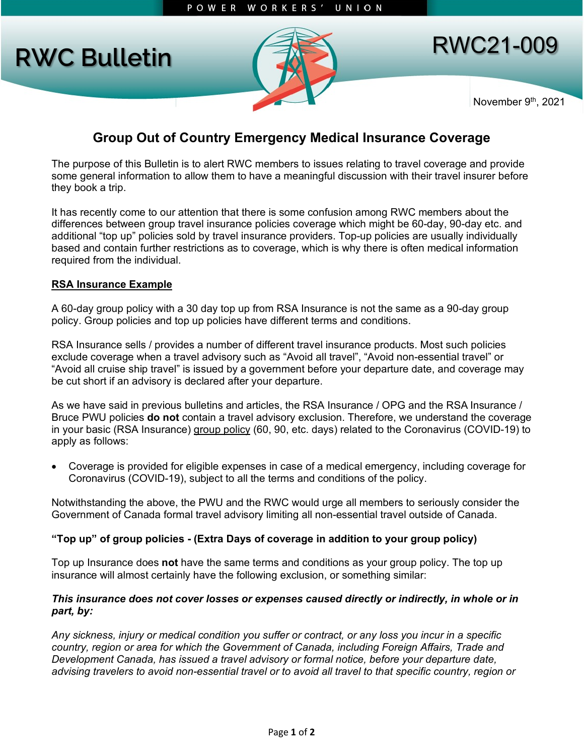POWER WORKERS' UNION

# RWC Bulletin

RWC21-009

November 9th, 2021

## Group Out of Country Emergency Medical Insurance Coverage

The purpose of this Bulletin is to alert RWC members to issues relating to travel coverage and provide some general information to allow them to have a meaningful discussion with their travel insurer before they book a trip.

It has recently come to our attention that there is some confusion among RWC members about the differences between group travel insurance policies coverage which might be 60-day, 90-day etc. and additional "top up" policies sold by travel insurance providers. Top-up policies are usually individually based and contain further restrictions as to coverage, which is why there is often medical information required from the individual.

### RSA Insurance Example

A 60-day group policy with a 30 day top up from RSA Insurance is not the same as a 90-day group policy. Group policies and top up policies have different terms and conditions.

RSA Insurance sells / provides a number of different travel insurance products. Most such policies exclude coverage when a travel advisory such as "Avoid all travel", "Avoid non-essential travel" or "Avoid all cruise ship travel" is issued by a government before your departure date, and coverage may be cut short if an advisory is declared after your departure.

As we have said in previous bulletins and articles, the RSA Insurance / OPG and the RSA Insurance / Bruce PWU policies **do not** contain a travel advisory exclusion. Therefore, we understand the coverage in your basic (RSA Insurance) group policy (60, 90, etc. days) related to the Coronavirus (COVID-19) to apply as follows:

- Coverage is provided for eligible expenses in case of a medical emergency, including coverage for Coronavirus (COVID-19), subject to all the terms and conditions of the policy.

Notwithstanding the above, the PWU and the RWC would urge all members to seriously consider the Government of Canada formal travel advisory limiting all non-essential travel outside of Canada.

### "Top up" of group policies - (Extra Days of coverage in addition to your group policy)

Top up Insurance does **not** have the same terms and conditions as your group policy. The top up insurance will almost certainly have the following exclusion, or something similar:

***This insurance does not cover losses or expenses caused directly or indirectly, in whole or in part, by:***

*Any sickness, injury or medical condition you suffer or contract, or any loss you incur in a specific country, region or area for which the Government of Canada, including Foreign Affairs, Trade and Development Canada, has issued a travel advisory or formal notice, before your departure date, advising travelers to avoid non-essential travel or to avoid all travel to that specific country, region or*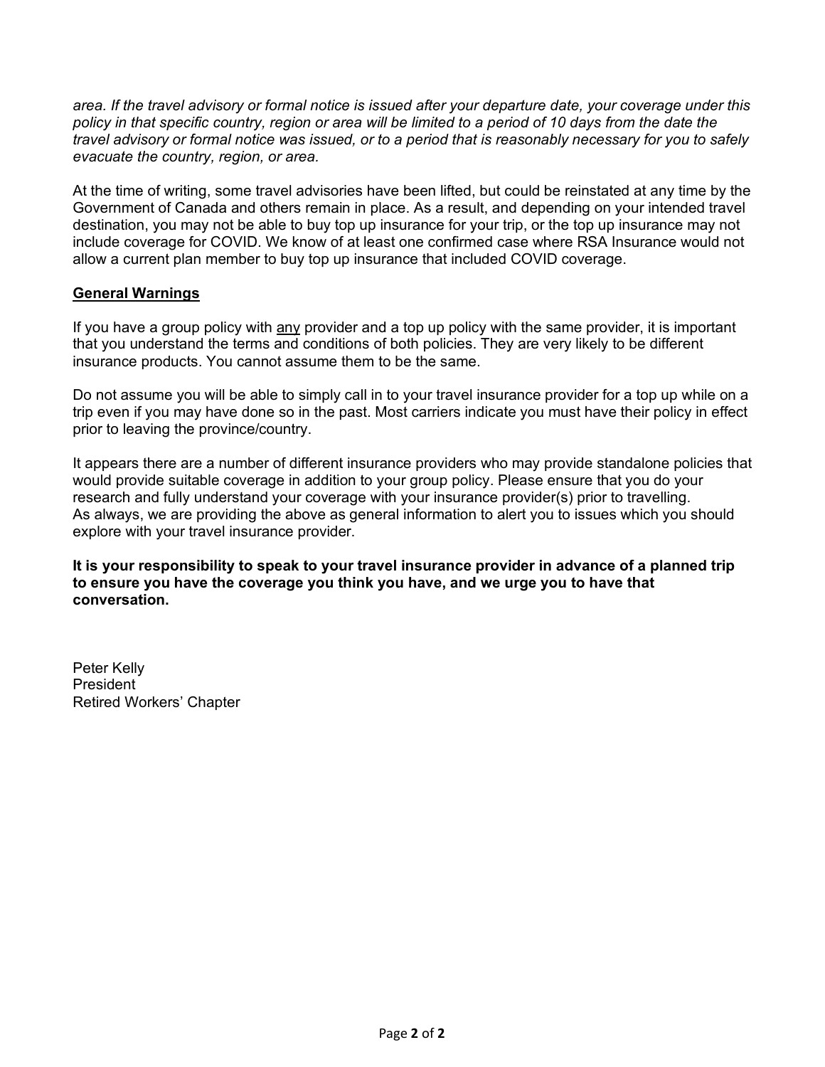*area. If the travel advisory or formal notice is issued after your departure date, your coverage under this policy in that specific country, region or area will be limited to a period of 10 days from the date the travel advisory or formal notice was issued, or to a period that is reasonably necessary for you to safely evacuate the country, region, or area.*

At the time of writing, some travel advisories have been lifted, but could be reinstated at any time by the Government of Canada and others remain in place. As a result, and depending on your intended travel destination, you may not be able to buy top up insurance for your trip, or the top up insurance may not include coverage for COVID. We know of at least one confirmed case where RSA Insurance would not allow a current plan member to buy top up insurance that included COVID coverage.

**<u>General Warnings</u>**

If you have a group policy with <u>any</u> provider and a top up policy with the same provider, it is important that you understand the terms and conditions of both policies. They are very likely to be different insurance products. You cannot assume them to be the same.

Do not assume you will be able to simply call in to your travel insurance provider for a top up while on a trip even if you may have done so in the past. Most carriers indicate you must have their policy in effect prior to leaving the province/country.

It appears there are a number of different insurance providers who may provide standalone policies that would provide suitable coverage in addition to your group policy. Please ensure that you do your research and fully understand your coverage with your insurance provider(s) prior to travelling.
As always, we are providing the above as general information to alert you to issues which you should explore with your travel insurance provider.

**It is your responsibility to speak to your travel insurance provider in advance of a planned trip to ensure you have the coverage you think you have, and we urge you to have that conversation.**

Peter Kelly
President
Retired Workers' Chapter